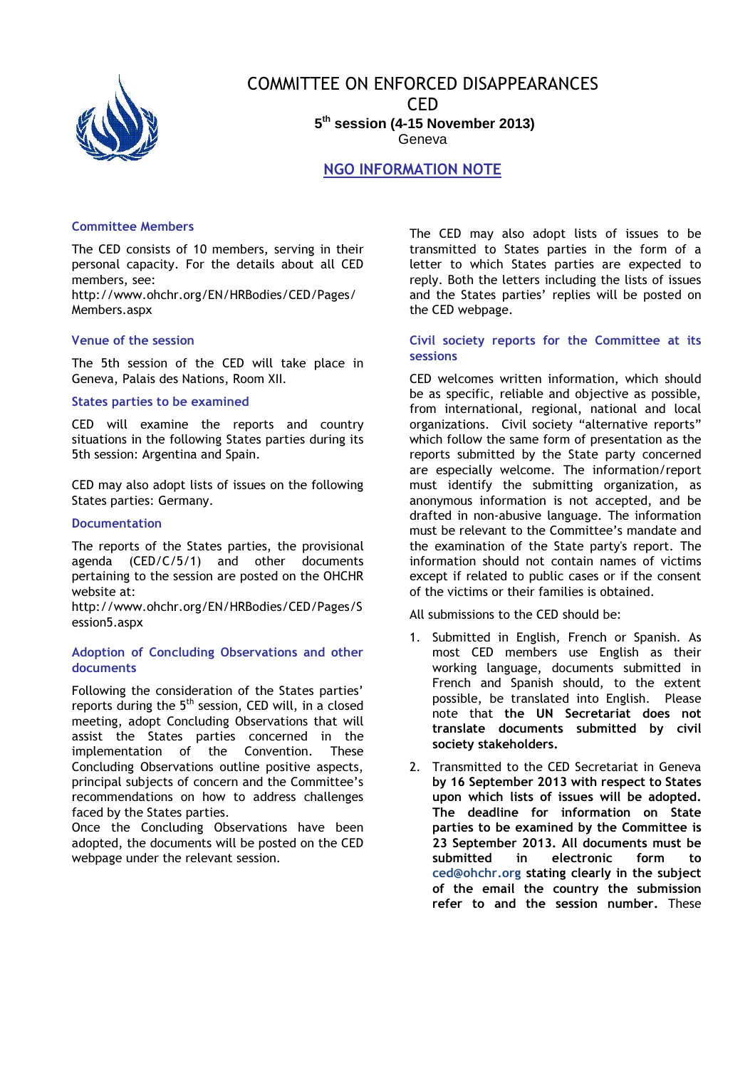# COMMITTEE ON ENFORCED DISAPPEARANCES

# CED

### 5th session (4-15 November 2013)

Geneva

## NGO INFORMATION NOTE

### Committee Members

The CED consists of 10 members, serving in their personal capacity. For the details about all CED members, see:
http://www.ohchr.org/EN/HRBodies/CED/Pages/Members.aspx

### Venue of the session

The 5th session of the CED will take place in Geneva, Palais des Nations, Room XII.

### States parties to be examined

CED will examine the reports and country situations in the following States parties during its 5th session: Argentina and Spain.

CED may also adopt lists of issues on the following States parties: Germany.

### Documentation

The reports of the States parties, the provisional agenda (CED/C/5/1) and other documents pertaining to the session are posted on the OHCHR website at:
http://www.ohchr.org/EN/HRBodies/CED/Pages/Session5.aspx

### Adoption of Concluding Observations and other documents

Following the consideration of the States parties' reports during the 5th session, CED will, in a closed meeting, adopt Concluding Observations that will assist the States parties concerned in the implementation of the Convention. These Concluding Observations outline positive aspects, principal subjects of concern and the Committee's recommendations on how to address challenges faced by the States parties.
Once the Concluding Observations have been adopted, the documents will be posted on the CED webpage under the relevant session.

The CED may also adopt lists of issues to be transmitted to States parties in the form of a letter to which States parties are expected to reply. Both the letters including the lists of issues and the States parties' replies will be posted on the CED webpage.

### Civil society reports for the Committee at its sessions

CED welcomes written information, which should be as specific, reliable and objective as possible, from international, regional, national and local organizations. Civil society "alternative reports" which follow the same form of presentation as the reports submitted by the State party concerned are especially welcome. The information/report must identify the submitting organization, as anonymous information is not accepted, and be drafted in non-abusive language. The information must be relevant to the Committee's mandate and the examination of the State party's report. The information should not contain names of victims except if related to public cases or if the consent of the victims or their families is obtained.

All submissions to the CED should be:

1. Submitted in English, French or Spanish. As most CED members use English as their working language, documents submitted in French and Spanish should, to the extent possible, be translated into English. Please note that **the UN Secretariat does not translate documents submitted by civil society stakeholders.**

2. Transmitted to the CED Secretariat in Geneva **by 16 September 2013 with respect to States upon which lists of issues will be adopted. The deadline for information on State parties to be examined by the Committee is 23 September 2013. All documents must be submitted in electronic form to ced@ohchr.org stating clearly in the subject of the email the country the submission refer to and the session number.** These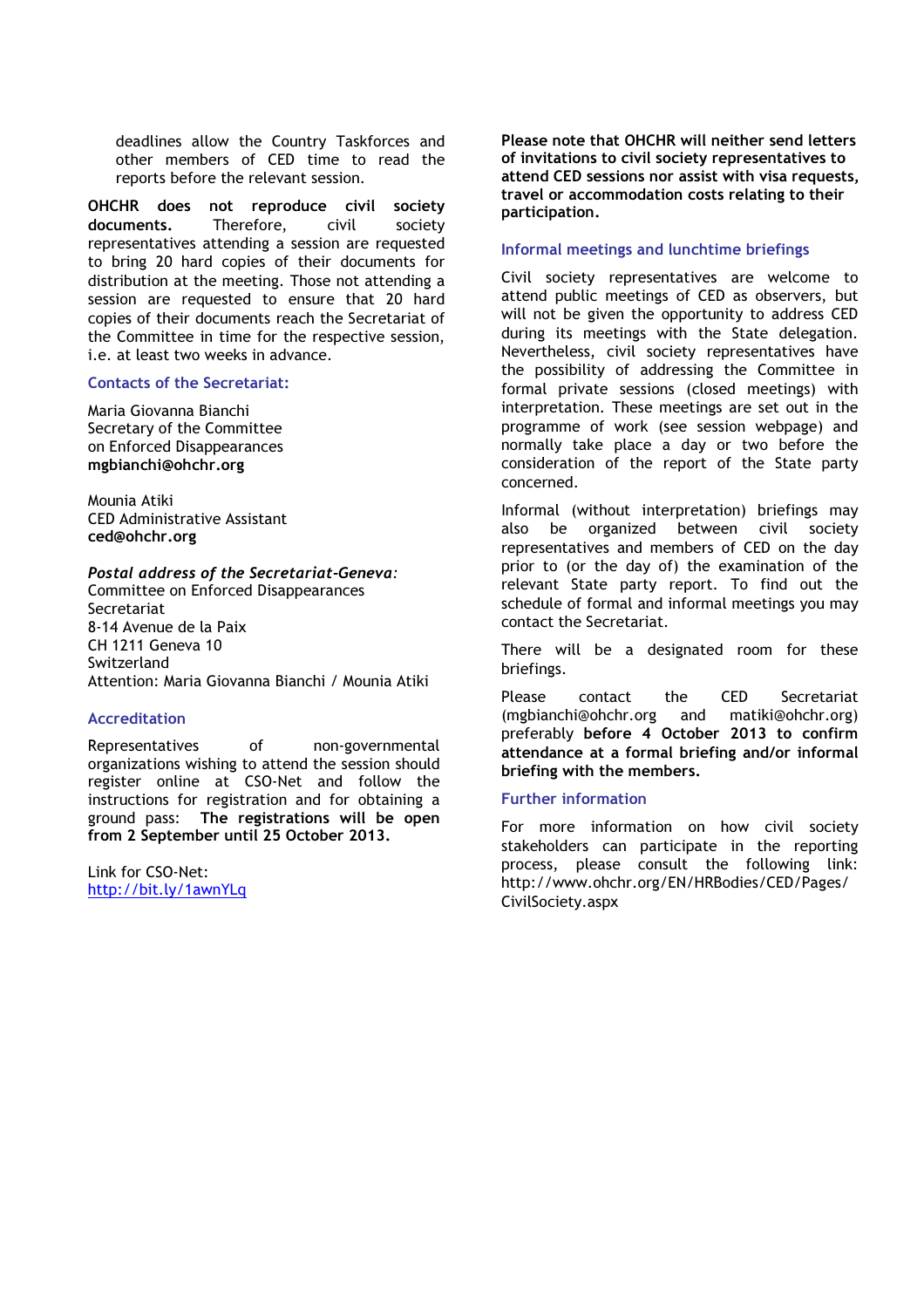deadlines allow the Country Taskforces and other members of CED time to read the reports before the relevant session.

**OHCHR does not reproduce civil society documents.** Therefore, civil society representatives attending a session are requested to bring 20 hard copies of their documents for distribution at the meeting. Those not attending a session are requested to ensure that 20 hard copies of their documents reach the Secretariat of the Committee in time for the respective session, i.e. at least two weeks in advance.

### Contacts of the Secretariat:

Maria Giovanna Bianchi
Secretary of the Committee
on Enforced Disappearances
**mgbianchi@ohchr.org**

Mounia Atiki
CED Administrative Assistant
**ced@ohchr.org**

***Postal address of the Secretariat-Geneva***:
Committee on Enforced Disappearances
Secretariat
8-14 Avenue de la Paix
CH 1211 Geneva 10
Switzerland
Attention: Maria Giovanna Bianchi / Mounia Atiki

### Accreditation

Representatives of non-governmental organizations wishing to attend the session should register online at CSO-Net and follow the instructions for registration and for obtaining a ground pass: **The registrations will be open from 2 September until 25 October 2013.**

Link for CSO-Net:
http://bit.ly/1awnYLq

**Please note that OHCHR will neither send letters of invitations to civil society representatives to attend CED sessions nor assist with visa requests, travel or accommodation costs relating to their participation.**

### Informal meetings and lunchtime briefings

Civil society representatives are welcome to attend public meetings of CED as observers, but will not be given the opportunity to address CED during its meetings with the State delegation. Nevertheless, civil society representatives have the possibility of addressing the Committee in formal private sessions (closed meetings) with interpretation. These meetings are set out in the programme of work (see session webpage) and normally take place a day or two before the consideration of the report of the State party concerned.

Informal (without interpretation) briefings may also be organized between civil society representatives and members of CED on the day prior to (or the day of) the examination of the relevant State party report. To find out the schedule of formal and informal meetings you may contact the Secretariat.

There will be a designated room for these briefings.

Please contact the CED Secretariat (mgbianchi@ohchr.org and matiki@ohchr.org) preferably **before 4 October 2013 to confirm attendance at a formal briefing and/or informal briefing with the members.**

### Further information

For more information on how civil society stakeholders can participate in the reporting process, please consult the following link: http://www.ohchr.org/EN/HRBodies/CED/Pages/CivilSociety.aspx